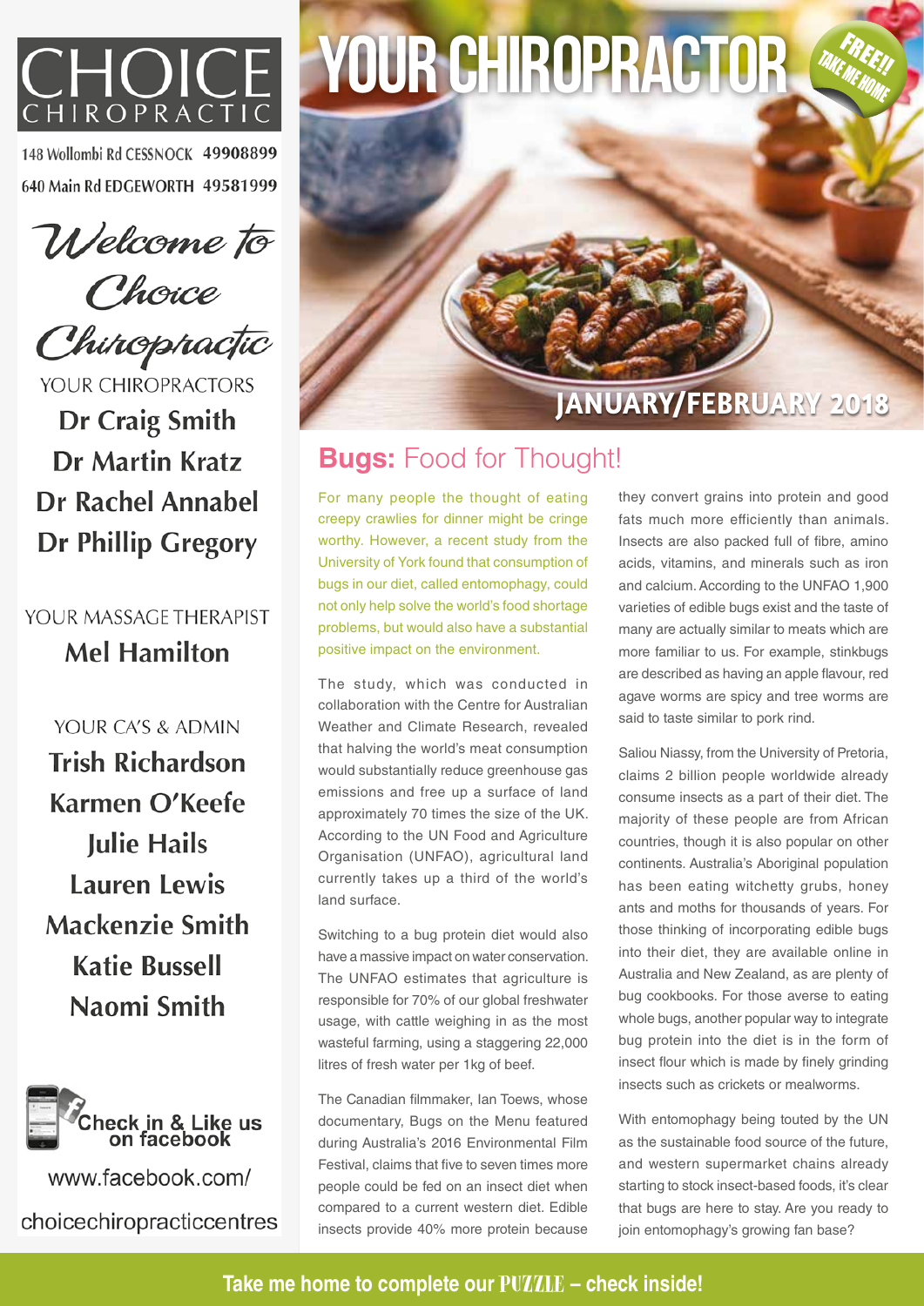# CHOICE CHIROPRACTIC

148 Wollombi Rd CESSNOCK 49908899
640 Main Rd EDGEWORTH 49581999

*Welcome to Choice Chiropractic*

YOUR CHIROPRACTORS

**Dr Craig Smith**
**Dr Martin Kratz**
**Dr Rachel Annabel**
**Dr Phillip Gregory**

YOUR MASSAGE THERAPIST

**Mel Hamilton**

YOUR CA'S & ADMIN

**Trish Richardson**
**Karmen O'Keefe**
**Julie Hails**
**Lauren Lewis**
**Mackenzie Smith**
**Katie Bussell**
**Naomi Smith**

Check in & Like us on facebook
www.facebook.com/choicechiropracticcentres

# YOUR CHIROPRACTOR

FREE!! TAKE ME HOME

JANUARY/FEBRUARY 2018

## Bugs: Food for Thought!

For many people the thought of eating creepy crawlies for dinner might be cringe worthy. However, a recent study from the University of York found that consumption of bugs in our diet, called entomophagy, could not only help solve the world's food shortage problems, but would also have a substantial positive impact on the environment.

The study, which was conducted in collaboration with the Centre for Australian Weather and Climate Research, revealed that halving the world's meat consumption would substantially reduce greenhouse gas emissions and free up a surface of land approximately 70 times the size of the UK. According to the UN Food and Agriculture Organisation (UNFAO), agricultural land currently takes up a third of the world's land surface.

Switching to a bug protein diet would also have a massive impact on water conservation. The UNFAO estimates that agriculture is responsible for 70% of our global freshwater usage, with cattle weighing in as the most wasteful farming, using a staggering 22,000 litres of fresh water per 1kg of beef.

The Canadian filmmaker, Ian Toews, whose documentary, Bugs on the Menu featured during Australia's 2016 Environmental Film Festival, claims that five to seven times more people could be fed on an insect diet when compared to a current western diet. Edible insects provide 40% more protein because they convert grains into protein and good fats much more efficiently than animals. Insects are also packed full of fibre, amino acids, vitamins, and minerals such as iron and calcium. According to the UNFAO 1,900 varieties of edible bugs exist and the taste of many are actually similar to meats which are more familiar to us. For example, stinkbugs are described as having an apple flavour, red agave worms are spicy and tree worms are said to taste similar to pork rind.

Saliou Niassy, from the University of Pretoria, claims 2 billion people worldwide already consume insects as a part of their diet. The majority of these people are from African countries, though it is also popular on other continents. Australia's Aboriginal population has been eating witchetty grubs, honey ants and moths for thousands of years. For those thinking of incorporating edible bugs into their diet, they are available online in Australia and New Zealand, as are plenty of bug cookbooks. For those averse to eating whole bugs, another popular way to integrate bug protein into the diet is in the form of insect flour which is made by finely grinding insects such as crickets or mealworms.

With entomophagy being touted by the UN as the sustainable food source of the future, and western supermarket chains already starting to stock insect-based foods, it's clear that bugs are here to stay. Are you ready to join entomophagy's growing fan base?

**Take me home to complete our PUZZLE – check inside!**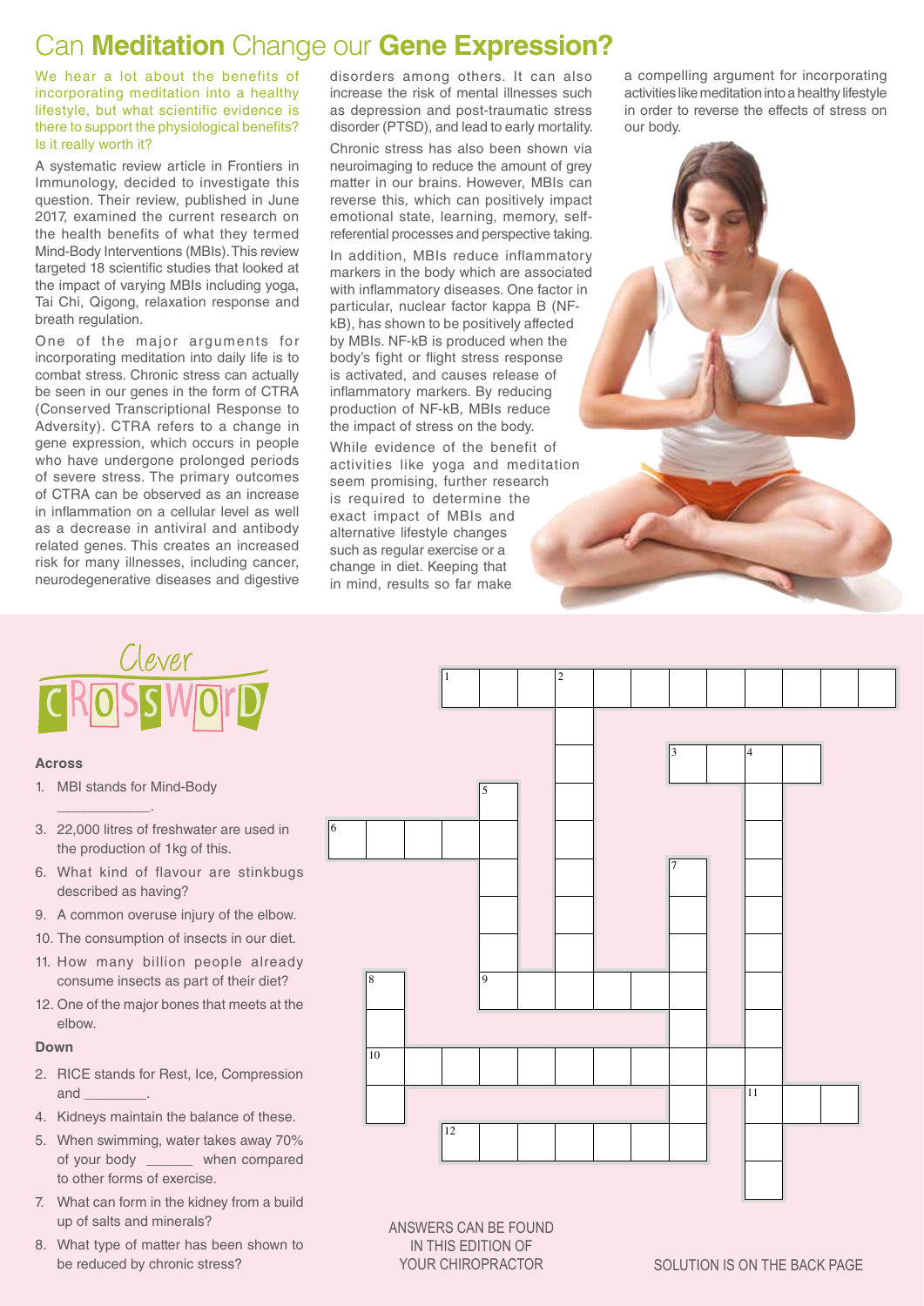# Can **Meditation** Change our **Gene Expression?**

We hear a lot about the benefits of incorporating meditation into a healthy lifestyle, but what scientific evidence is there to support the physiological benefits? Is it really worth it?

A systematic review article in Frontiers in Immunology, decided to investigate this question. Their review, published in June 2017, examined the current research on the health benefits of what they termed Mind-Body Interventions (MBIs). This review targeted 18 scientific studies that looked at the impact of varying MBIs including yoga, Tai Chi, Qigong, relaxation response and breath regulation.

One of the major arguments for incorporating meditation into daily life is to combat stress. Chronic stress can actually be seen in our genes in the form of CTRA (Conserved Transcriptional Response to Adversity). CTRA refers to a change in gene expression, which occurs in people who have undergone prolonged periods of severe stress. The primary outcomes of CTRA can be observed as an increase in inflammation on a cellular level as well as a decrease in antiviral and antibody related genes. This creates an increased risk for many illnesses, including cancer, neurodegenerative diseases and digestive disorders among others. It can also increase the risk of mental illnesses such as depression and post-traumatic stress disorder (PTSD), and lead to early mortality.

Chronic stress has also been shown via neuroimaging to reduce the amount of grey matter in our brains. However, MBIs can reverse this, which can positively impact emotional state, learning, memory, self-referential processes and perspective taking.

In addition, MBIs reduce inflammatory markers in the body which are associated with inflammatory diseases. One factor in particular, nuclear factor kappa B (NF-kB), has shown to be positively affected by MBIs. NF-kB is produced when the body's fight or flight stress response is activated, and causes release of inflammatory markers. By reducing production of NF-kB, MBIs reduce the impact of stress on the body.

While evidence of the benefit of activities like yoga and meditation seem promising, further research is required to determine the exact impact of MBIs and alternative lifestyle changes such as regular exercise or a change in diet. Keeping that in mind, results so far make a compelling argument for incorporating activities like meditation into a healthy lifestyle in order to reverse the effects of stress on our body.

## Clever Crossword

### Across

1. MBI stands for Mind-Body ____________.
3. 22,000 litres of freshwater are used in the production of 1kg of this.
6. What kind of flavour are stinkbugs described as having?
9. A common overuse injury of the elbow.
10. The consumption of insects in our diet.
11. How many billion people already consume insects as part of their diet?
12. One of the major bones that meets at the elbow.

### Down

2. RICE stands for Rest, Ice, Compression and ________.
4. Kidneys maintain the balance of these.
5. When swimming, water takes away 70% of your body ______ when compared to other forms of exercise.
7. What can form in the kidney from a build up of salts and minerals?
8. What type of matter has been shown to be reduced by chronic stress?

ANSWERS CAN BE FOUND IN THIS EDITION OF YOUR CHIROPRACTOR

SOLUTION IS ON THE BACK PAGE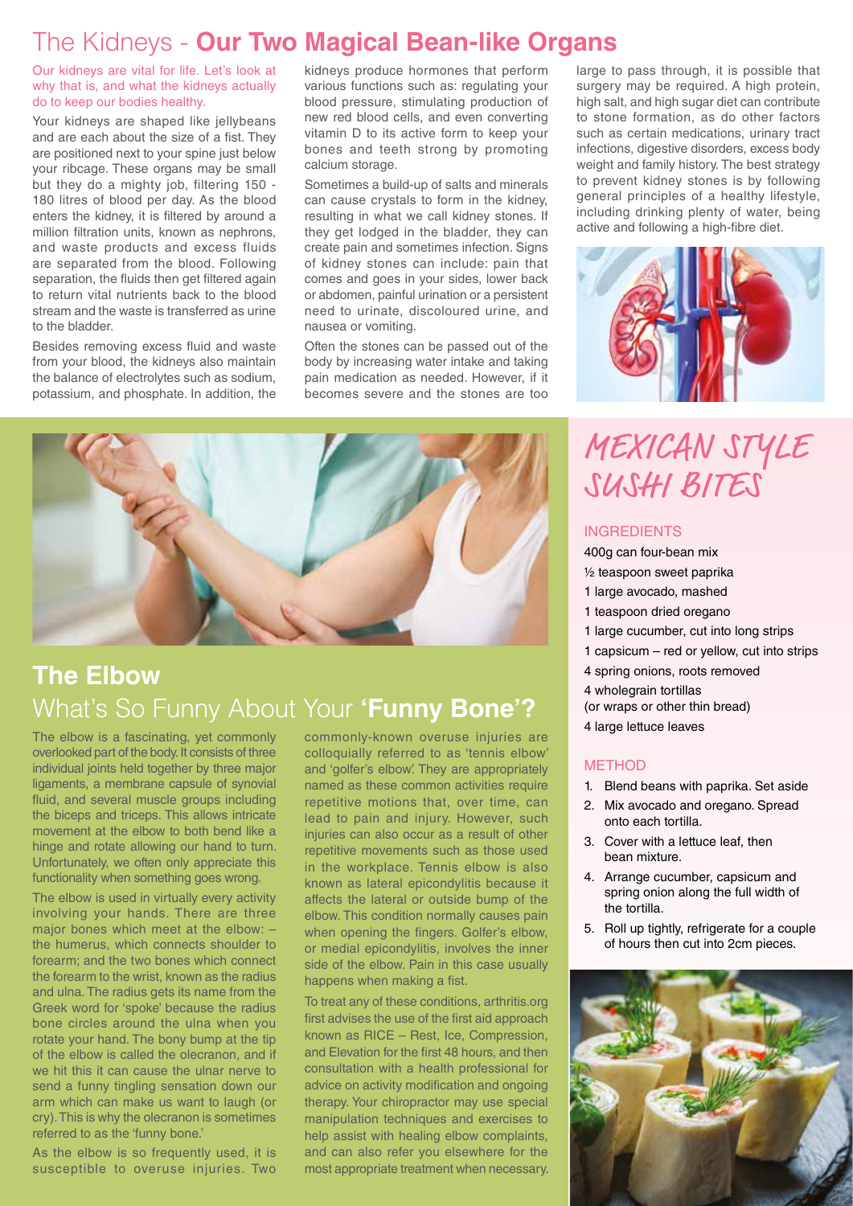# The Kidneys - **Our Two Magical Bean-like Organs**

Our kidneys are vital for life. Let's look at why that is, and what the kidneys actually do to keep our bodies healthy.

Your kidneys are shaped like jellybeans and are each about the size of a fist. They are positioned next to your spine just below your ribcage. These organs may be small but they do a mighty job, filtering 150 - 180 litres of blood per day. As the blood enters the kidney, it is filtered by around a million filtration units, known as nephrons, and waste products and excess fluids are separated from the blood. Following separation, the fluids then get filtered again to return vital nutrients back to the blood stream and the waste is transferred as urine to the bladder.

Besides removing excess fluid and waste from your blood, the kidneys also maintain the balance of electrolytes such as sodium, potassium, and phosphate. In addition, the kidneys produce hormones that perform various functions such as: regulating your blood pressure, stimulating production of new red blood cells, and even converting vitamin D to its active form to keep your bones and teeth strong by promoting calcium storage.

Sometimes a build-up of salts and minerals can cause crystals to form in the kidney, resulting in what we call kidney stones. If they get lodged in the bladder, they can create pain and sometimes infection. Signs of kidney stones can include: pain that comes and goes in your sides, lower back or abdomen, painful urination or a persistent need to urinate, discoloured urine, and nausea or vomiting.

Often the stones can be passed out of the body by increasing water intake and taking pain medication as needed. However, if it becomes severe and the stones are too large to pass through, it is possible that surgery may be required. A high protein, high salt, and high sugar diet can contribute to stone formation, as do other factors such as certain medications, urinary tract infections, digestive disorders, excess body weight and family history. The best strategy to prevent kidney stones is by following general principles of a healthy lifestyle, including drinking plenty of water, being active and following a high-fibre diet.

## The Elbow

### What's So Funny About Your **'Funny Bone'?**

The elbow is a fascinating, yet commonly overlooked part of the body. It consists of three individual joints held together by three major ligaments, a membrane capsule of synovial fluid, and several muscle groups including the biceps and triceps. This allows intricate movement at the elbow to both bend like a hinge and rotate allowing our hand to turn. Unfortunately, we often only appreciate this functionality when something goes wrong.

The elbow is used in virtually every activity involving your hands. There are three major bones which meet at the elbow: – the humerus, which connects shoulder to forearm; and the two bones which connect the forearm to the wrist, known as the radius and ulna. The radius gets its name from the Greek word for 'spoke' because the radius bone circles around the ulna when you rotate your hand. The bony bump at the tip of the elbow is called the olecranon, and if we hit this it can cause the ulnar nerve to send a funny tingling sensation down our arm which can make us want to laugh (or cry). This is why the olecranon is sometimes referred to as the 'funny bone.'

As the elbow is so frequently used, it is susceptible to overuse injuries. Two commonly-known overuse injuries are colloquially referred to as 'tennis elbow' and 'golfer's elbow'. They are appropriately named as these common activities require repetitive motions that, over time, can lead to pain and injury. However, such injuries can also occur as a result of other repetitive movements such as those used in the workplace. Tennis elbow is also known as lateral epicondylitis because it affects the lateral or outside bump of the elbow. This condition normally causes pain when opening the fingers. Golfer's elbow, or medial epicondylitis, involves the inner side of the elbow. Pain in this case usually happens when making a fist.

To treat any of these conditions, arthritis.org first advises the use of the first aid approach known as RICE – Rest, Ice, Compression, and Elevation for the first 48 hours, and then consultation with a health professional for advice on activity modification and ongoing therapy. Your chiropractor may use special manipulation techniques and exercises to help assist with healing elbow complaints, and can also refer you elsewhere for the most appropriate treatment when necessary.

## MEXICAN STYLE SUSHI BITES

### INGREDIENTS

- 400g can four-bean mix
- ½ teaspoon sweet paprika
- 1 large avocado, mashed
- 1 teaspoon dried oregano
- 1 large cucumber, cut into long strips
- 1 capsicum – red or yellow, cut into strips
- 4 spring onions, roots removed
- 4 wholegrain tortillas (or wraps or other thin bread)
- 4 large lettuce leaves

### METHOD

1. Blend beans with paprika. Set aside
2. Mix avocado and oregano. Spread onto each tortilla.
3. Cover with a lettuce leaf, then bean mixture.
4. Arrange cucumber, capsicum and spring onion along the full width of the tortilla.
5. Roll up tightly, refrigerate for a couple of hours then cut into 2cm pieces.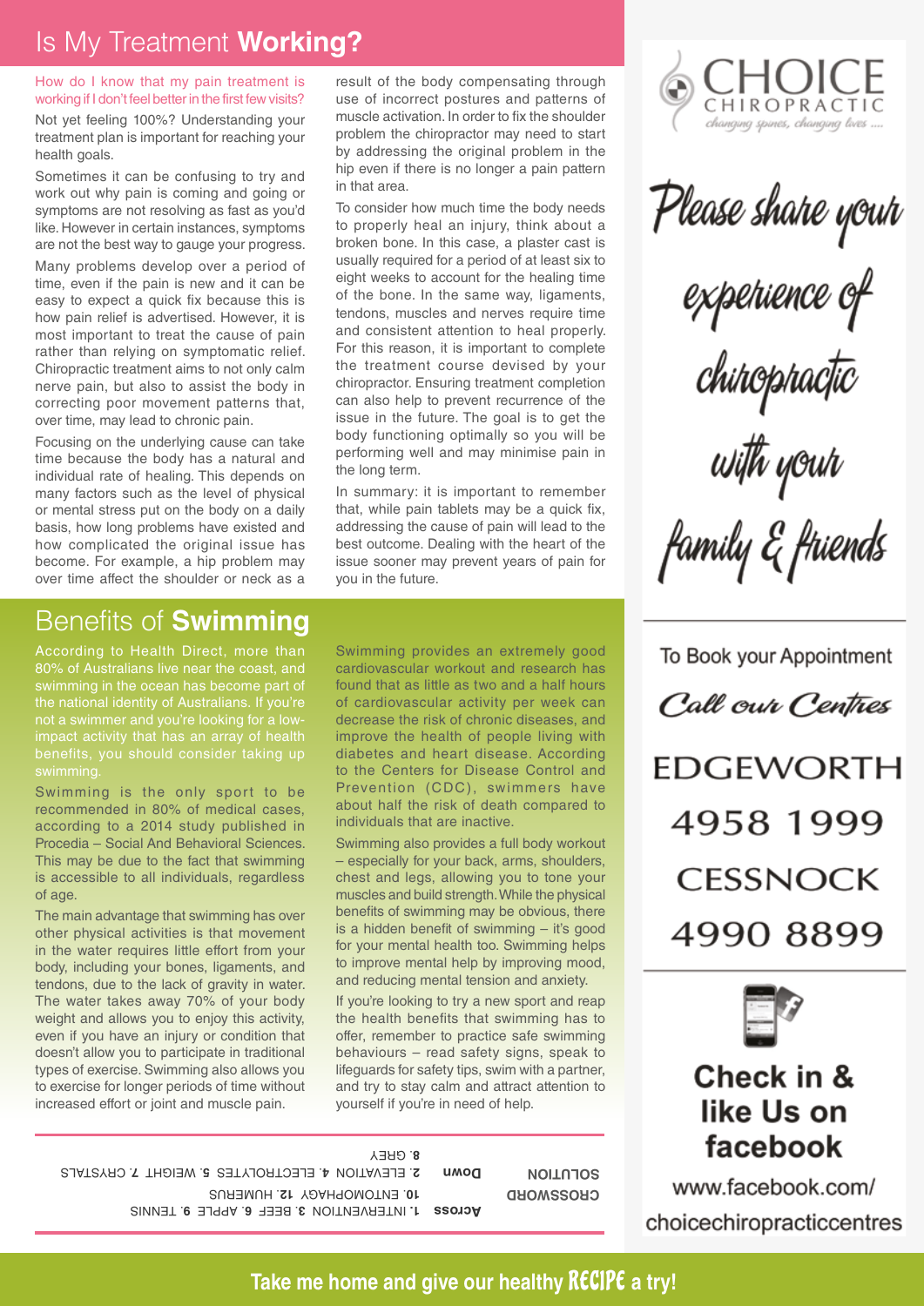# Is My Treatment **Working?**

How do I know that my pain treatment is working if I don't feel better in the first few visits?

Not yet feeling 100%? Understanding your treatment plan is important for reaching your health goals.

Sometimes it can be confusing to try and work out why pain is coming and going or symptoms are not resolving as fast as you'd like. However in certain instances, symptoms are not the best way to gauge your progress.

Many problems develop over a period of time, even if the pain is new and it can be easy to expect a quick fix because this is how pain relief is advertised. However, it is most important to treat the cause of pain rather than relying on symptomatic relief. Chiropractic treatment aims to not only calm nerve pain, but also to assist the body in correcting poor movement patterns that, over time, may lead to chronic pain.

Focusing on the underlying cause can take time because the body has a natural and individual rate of healing. This depends on many factors such as the level of physical or mental stress put on the body on a daily basis, how long problems have existed and how complicated the original issue has become. For example, a hip problem may over time affect the shoulder or neck as a result of the body compensating through use of incorrect postures and patterns of muscle activation. In order to fix the shoulder problem the chiropractor may need to start by addressing the original problem in the hip even if there is no longer a pain pattern in that area.

To consider how much time the body needs to properly heal an injury, think about a broken bone. In this case, a plaster cast is usually required for a period of at least six to eight weeks to account for the healing time of the bone. In the same way, ligaments, tendons, muscles and nerves require time and consistent attention to heal properly. For this reason, it is important to complete the treatment course devised by your chiropractor. Ensuring treatment completion can also help to prevent recurrence of the issue in the future. The goal is to get the body functioning optimally so you will be performing well and may minimise pain in the long term.

In summary: it is important to remember that, while pain tablets may be a quick fix, addressing the cause of pain will lead to the best outcome. Dealing with the heart of the issue sooner may prevent years of pain for you in the future.

# Benefits of **Swimming**

According to Health Direct, more than 80% of Australians live near the coast, and swimming in the ocean has become part of the national identity of Australians. If you're not a swimmer and you're looking for a low-impact activity that has an array of health benefits, you should consider taking up swimming.

Swimming is the only sport to be recommended in 80% of medical cases, according to a 2014 study published in Procedia – Social And Behavioral Sciences. This may be due to the fact that swimming is accessible to all individuals, regardless of age.

The main advantage that swimming has over other physical activities is that movement in the water requires little effort from your body, including your bones, ligaments, and tendons, due to the lack of gravity in water. The water takes away 70% of your body weight and allows you to enjoy this activity, even if you have an injury or condition that doesn't allow you to participate in traditional types of exercise. Swimming also allows you to exercise for longer periods of time without increased effort or joint and muscle pain.

Swimming provides an extremely good cardiovascular workout and research has found that as little as two and a half hours of cardiovascular activity per week can decrease the risk of chronic diseases, and improve the health of people living with diabetes and heart disease. According to the Centers for Disease Control and Prevention (CDC), swimmers have about half the risk of death compared to individuals that are inactive.

Swimming also provides a full body workout – especially for your back, arms, shoulders, chest and legs, allowing you to tone your muscles and build strength. While the physical benefits of swimming may be obvious, there is a hidden benefit of swimming – it's good for your mental health too. Swimming helps to improve mental help by improving mood, and reducing mental tension and anxiety.

If you're looking to try a new sport and reap the health benefits that swimming has to offer, remember to practice safe swimming behaviours – read safety signs, speak to lifeguards for safety tips, swim with a partner, and try to stay calm and attract attention to yourself if you're in need of help.

**CROSSWORD SOLUTION**

**Across** **1.** INTERVENTION **3.** BEEF **6.** APPLE **9.** TENNIS **10.** ENTOMOPHAGY **12.** HUMERUS

**Down** **2.** ELEVATION **4.** ELECTROLYTES **5.** WEIGHT **7.** CRYSTALS **8.** GREY

CHOICE CHIROPRACTIC
*changing spines, changing lives ....*

*Please share your experience of chiropractic with your family & friends*

To Book your Appointment

*Call our Centres*

EDGEWORTH
4958 1999

CESSNOCK
4990 8899

**Check in & like Us on facebook**

www.facebook.com/choicechiropracticcentres

**Take me home and give our healthy RECIPE a try!**